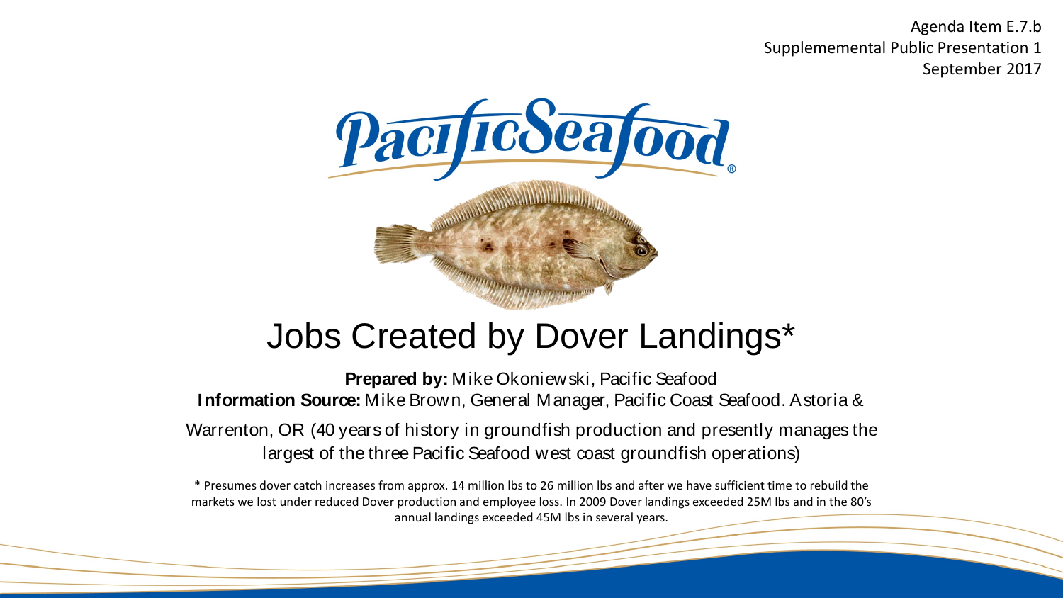Agenda Item E.7.b
Suplemememental Public Presentation 1
September 2017

# Jobs Created by Dover Landings*

**Prepared by:** Mike Okoniewski, Pacific Seafood
**Information Source:** Mike Brown, General Manager, Pacific Coast Seafood. Astoria & Warrenton, OR (40 years of history in groundfish production and presently manages the largest of the three Pacific Seafood west coast groundfish operations)

* Presumes dover catch increases from approx. 14 million lbs to 26 million lbs and after we have sufficient time to rebuild the markets we lost under reduced Dover production and employee loss. In 2009 Dover landings exceeded 25M lbs and in the 80's annual landings exceeded 45M lbs in several years.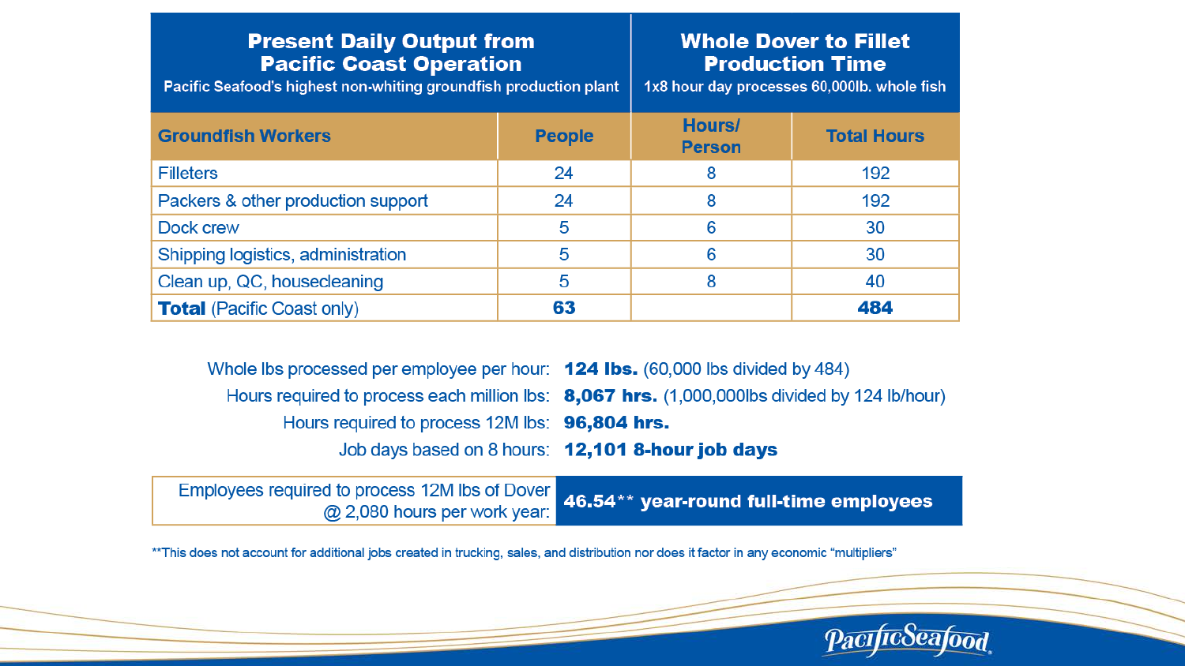| **Present Daily Output from Pacific Coast Operation** Pacific Seafood's highest non-whiting groundfish production plant | | **Whole Dover to Fillet Production Time** 1x8 hour day processes 60,000lb. whole fish | |
|---|---|---|---|
| **Groundfish Workers** | **People** | **Hours/ Person** | **Total Hours** |
| Filleters | 24 | 8 | 192 |
| Packers & other production support | 24 | 8 | 192 |
| Dock crew | 5 | 6 | 30 |
| Shipping logistics, administration | 5 | 6 | 30 |
| Clean up, QC, housecleaning | 5 | 8 | 40 |
| **Total** (Pacific Coast only) | **63** | | **484** |

Whole lbs processed per employee per hour: **124 lbs.** (60,000 lbs divided by 484)

Hours required to process each million lbs: **8,067 hrs.** (1,000,000lbs divided by 124 lb/hour)

Hours required to process 12M lbs: **96,804 hrs.**

Job days based on 8 hours: **12,101 8-hour job days**

| Employees required to process 12M lbs of Dover @ 2,080 hours per work year: | **46.54\*\* year-round full-time employees** |
|---|---|

**This does not account for additional jobs created in trucking, sales, and distribution nor does it factor in any economic "multipliers"

Pacific Seafood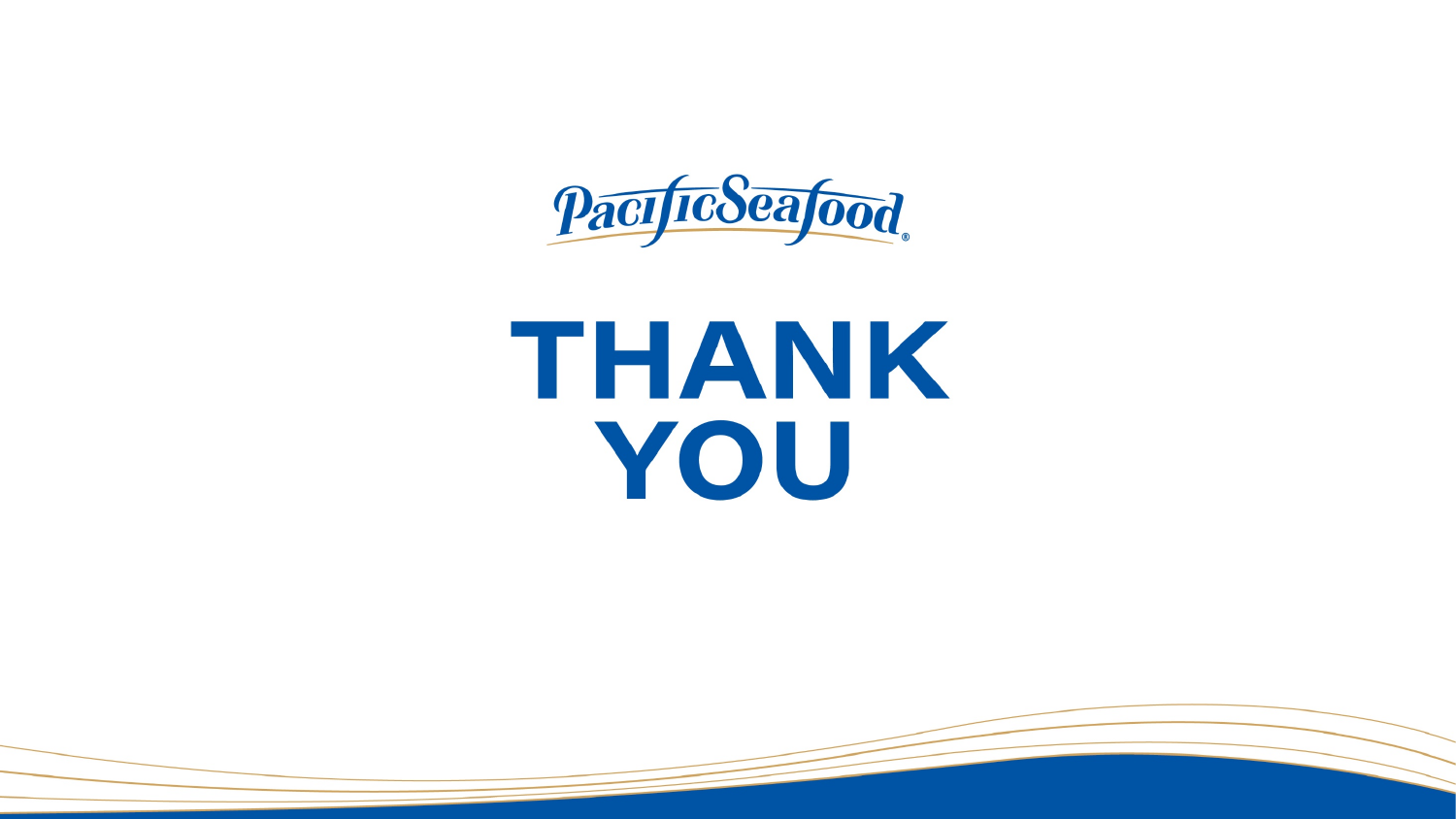Pacific Seafood®

# THANK YOU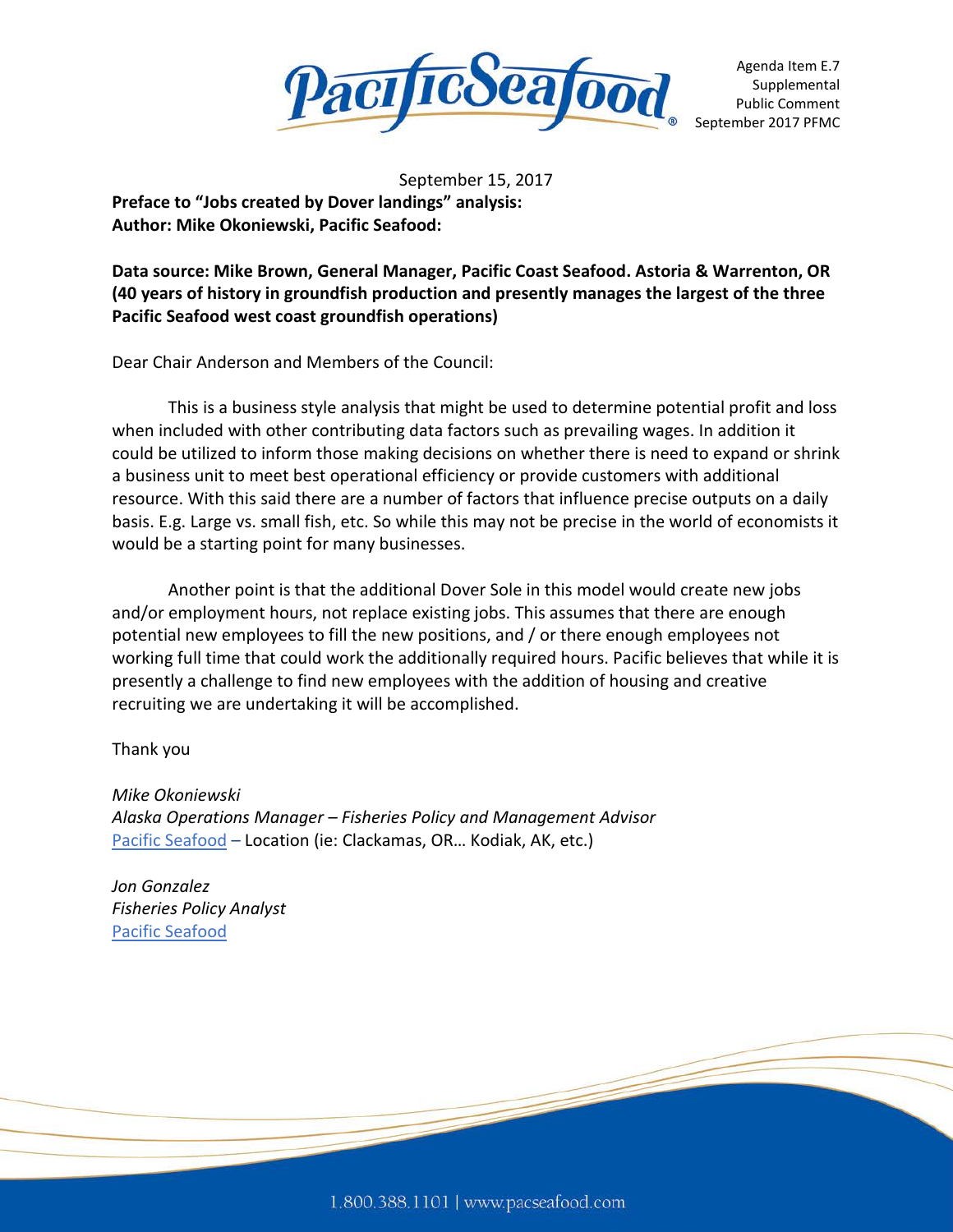Agenda Item E.7
Supplemental
Public Comment
September 2017 PFMC

September 15, 2017

**Preface to "Jobs created by Dover landings" analysis:**
**Author: Mike Okoniewski, Pacific Seafood:**

**Data source: Mike Brown, General Manager, Pacific Coast Seafood. Astoria & Warrenton, OR (40 years of history in groundfish production and presently manages the largest of the three Pacific Seafood west coast groundfish operations)**

Dear Chair Anderson and Members of the Council:

This is a business style analysis that might be used to determine potential profit and loss when included with other contributing data factors such as prevailing wages. In addition it could be utilized to inform those making decisions on whether there is need to expand or shrink a business unit to meet best operational efficiency or provide customers with additional resource. With this said there are a number of factors that influence precise outputs on a daily basis. E.g. Large vs. small fish, etc. So while this may not be precise in the world of economists it would be a starting point for many businesses.

Another point is that the additional Dover Sole in this model would create new jobs and/or employment hours, not replace existing jobs. This assumes that there are enough potential new employees to fill the new positions, and / or there enough employees not working full time that could work the additionally required hours. Pacific believes that while it is presently a challenge to find new employees with the addition of housing and creative recruiting we are undertaking it will be accomplished.

Thank you

*Mike Okoniewski*
*Alaska Operations Manager – Fisheries Policy and Management Advisor*
Pacific Seafood – Location (ie: Clackamas, OR… Kodiak, AK, etc.)

*Jon Gonzalez*
*Fisheries Policy Analyst*
Pacific Seafood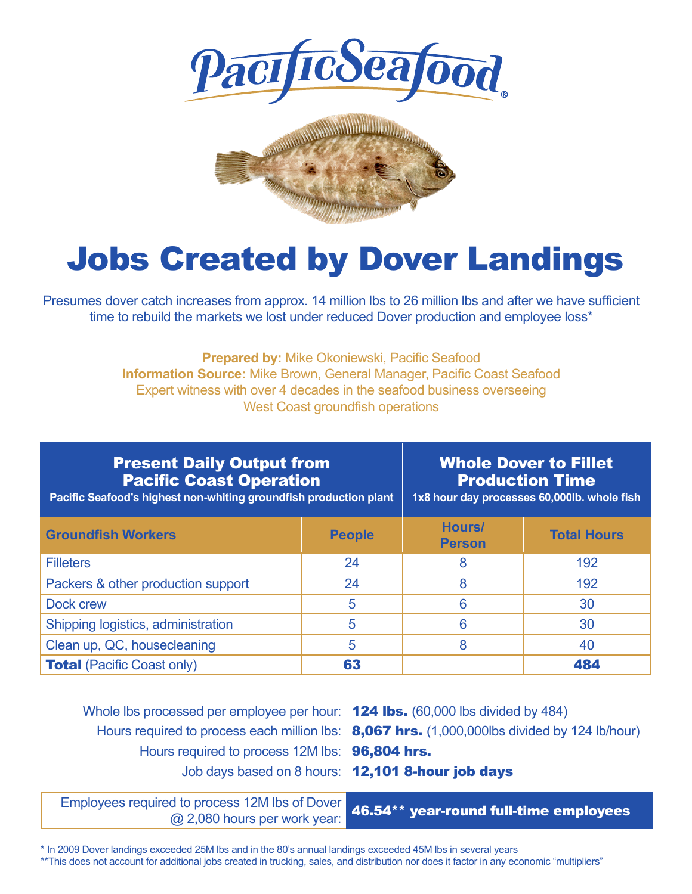Pacific Seafood®

# Jobs Created by Dover Landings

Presumes dover catch increases from approx. 14 million lbs to 26 million lbs and after we have sufficient time to rebuild the markets we lost under reduced Dover production and employee loss*

**Prepared by:** Mike Okoniewski, Pacific Seafood
**Information Source:** Mike Brown, General Manager, Pacific Coast Seafood
Expert witness with over 4 decades in the seafood business overseeing
West Coast groundfish operations

| **Present Daily Output from Pacific Coast Operation** Pacific Seafood's highest non-whiting groundfish production plant | | **Whole Dover to Fillet Production Time** 1x8 hour day processes 60,000lb. whole fish | |
|---|---|---|---|
| **Groundfish Workers** | **People** | **Hours/ Person** | **Total Hours** |
| Filleters | 24 | 8 | 192 |
| Packers & other production support | 24 | 8 | 192 |
| Dock crew | 5 | 6 | 30 |
| Shipping logistics, administration | 5 | 6 | 30 |
| Clean up, QC, housecleaning | 5 | 8 | 40 |
| **Total** (Pacific Coast only) | **63** | | **484** |

Whole lbs processed per employee per hour: **124 lbs.** (60,000 lbs divided by 484)
Hours required to process each million lbs: **8,067 hrs.** (1,000,000lbs divided by 124 lb/hour)
Hours required to process 12M lbs: **96,804 hrs.**
Job days based on 8 hours: **12,101 8-hour job days**

| | |
|---|---|
| Employees required to process 12M lbs of Dover @ 2,080 hours per work year: | **46.54** year-round full-time employees** |

\* In 2009 Dover landings exceeded 25M lbs and in the 80's annual landings exceeded 45M lbs in several years
\*\*This does not account for additional jobs created in trucking, sales, and distribution nor does it factor in any economic "multipliers"